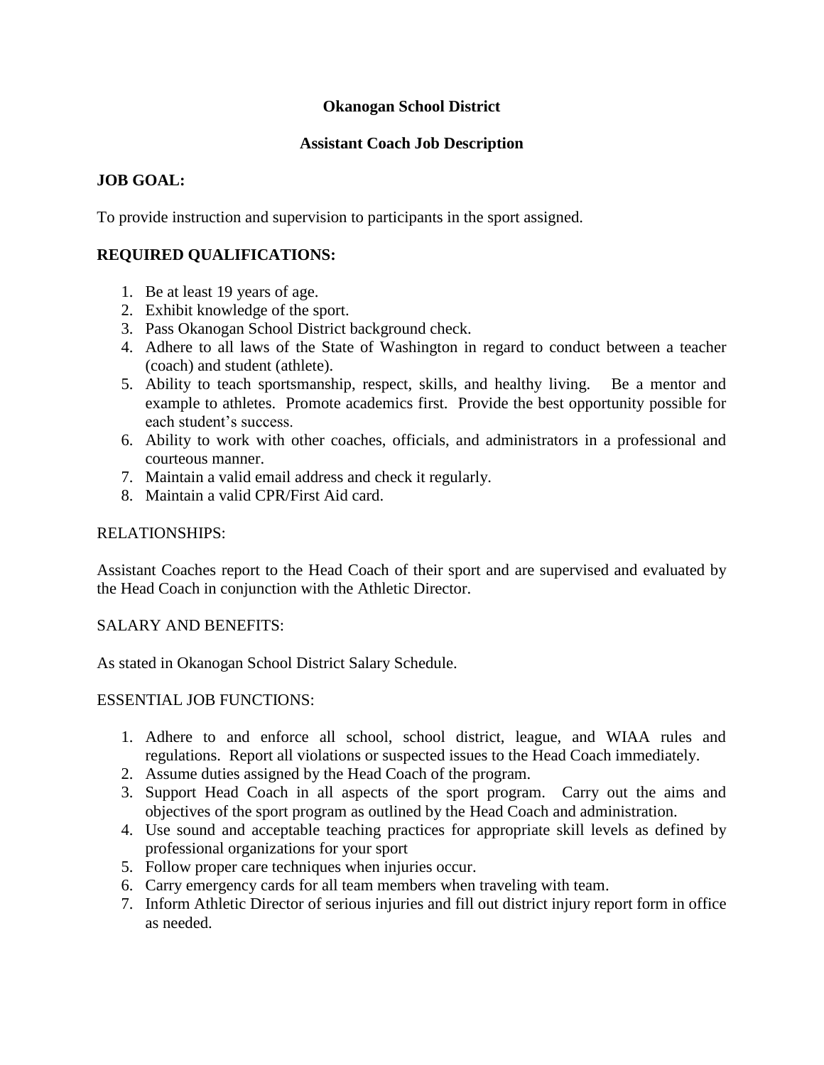# Okanogan School District

## Assistant Coach Job Description

**JOB GOAL:**

To provide instruction and supervision to participants in the sport assigned.

**REQUIRED QUALIFICATIONS:**

1. Be at least 19 years of age.
2. Exhibit knowledge of the sport.
3. Pass Okanogan School District background check.
4. Adhere to all laws of the State of Washington in regard to conduct between a teacher (coach) and student (athlete).
5. Ability to teach sportsmanship, respect, skills, and healthy living. Be a mentor and example to athletes. Promote academics first. Provide the best opportunity possible for each student's success.
6. Ability to work with other coaches, officials, and administrators in a professional and courteous manner.
7. Maintain a valid email address and check it regularly.
8. Maintain a valid CPR/First Aid card.

RELATIONSHIPS:

Assistant Coaches report to the Head Coach of their sport and are supervised and evaluated by the Head Coach in conjunction with the Athletic Director.

SALARY AND BENEFITS:

As stated in Okanogan School District Salary Schedule.

ESSENTIAL JOB FUNCTIONS:

1. Adhere to and enforce all school, school district, league, and WIAA rules and regulations. Report all violations or suspected issues to the Head Coach immediately.
2. Assume duties assigned by the Head Coach of the program.
3. Support Head Coach in all aspects of the sport program. Carry out the aims and objectives of the sport program as outlined by the Head Coach and administration.
4. Use sound and acceptable teaching practices for appropriate skill levels as defined by professional organizations for your sport
5. Follow proper care techniques when injuries occur.
6. Carry emergency cards for all team members when traveling with team.
7. Inform Athletic Director of serious injuries and fill out district injury report form in office as needed.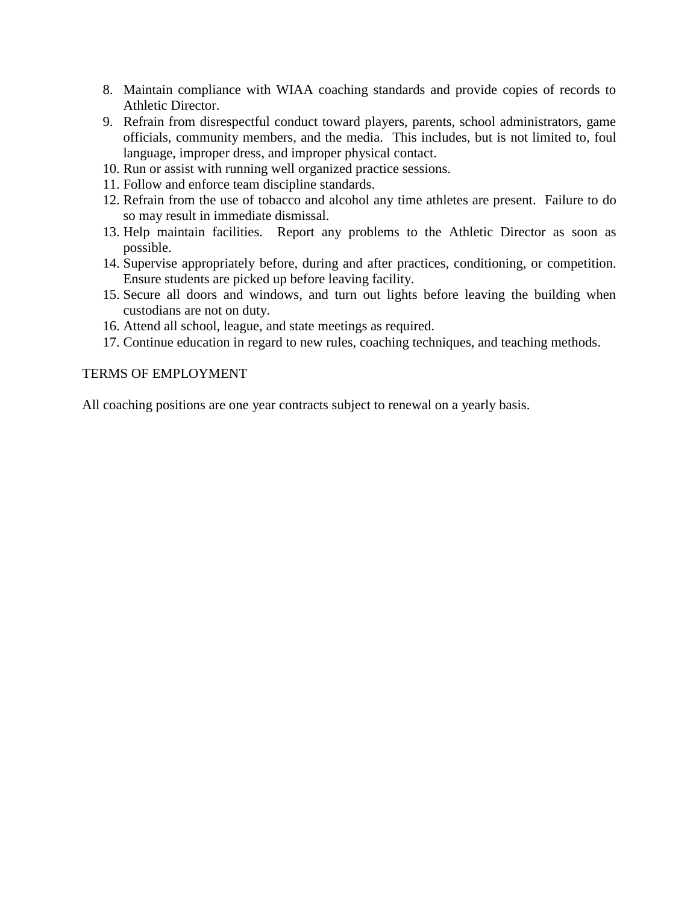8. Maintain compliance with WIAA coaching standards and provide copies of records to Athletic Director.
9. Refrain from disrespectful conduct toward players, parents, school administrators, game officials, community members, and the media. This includes, but is not limited to, foul language, improper dress, and improper physical contact.
10. Run or assist with running well organized practice sessions.
11. Follow and enforce team discipline standards.
12. Refrain from the use of tobacco and alcohol any time athletes are present. Failure to do so may result in immediate dismissal.
13. Help maintain facilities. Report any problems to the Athletic Director as soon as possible.
14. Supervise appropriately before, during and after practices, conditioning, or competition. Ensure students are picked up before leaving facility.
15. Secure all doors and windows, and turn out lights before leaving the building when custodians are not on duty.
16. Attend all school, league, and state meetings as required.
17. Continue education in regard to new rules, coaching techniques, and teaching methods.

TERMS OF EMPLOYMENT

All coaching positions are one year contracts subject to renewal on a yearly basis.